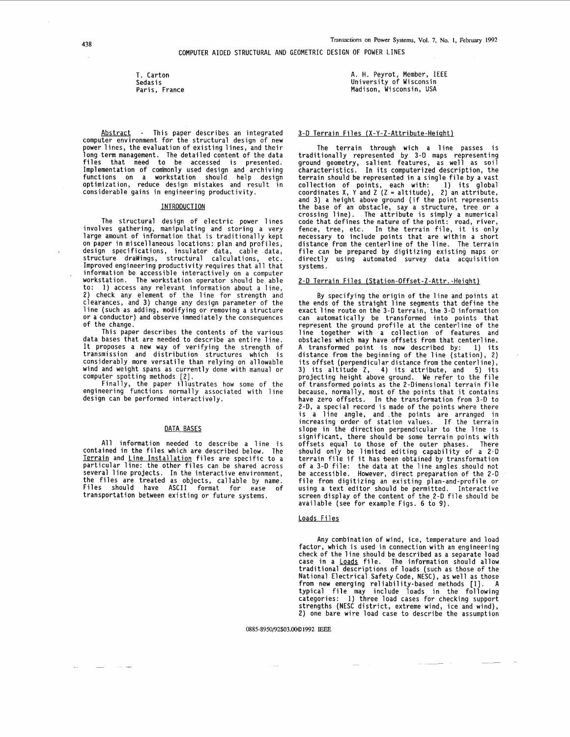# COMPUTER AIDED STRUCTURAL AND GEOMETRIC DESIGN OF POWER LINES

T. Carton
Sedasis
Paris, France

A. H. Peyrot, Member, IEEE
University of Wisconsin
Madison, Wisconsin, USA

Abstract - This paper describes an integrated computer environment for the structural design of new power lines, the evaluation of existing lines, and their long term management. The detailed content of the data files that need to be accessed is presented. Implementation of commonly used design and archiving functions on a workstation should help design optimization, reduce design mistakes and result in considerable gains in engineering productivity.

## INTRODUCTION

The structural design of electric power lines involves gathering, manipulating and storing a very large amount of information that is traditionally kept on paper in miscellaneous locations: plan and profiles, design specifications, insulator data, cable data, structure drawings, structural calculations, etc. Improved engineering productivity requires that all that information be accessible interactively on a computer workstation. The workstation operator should be able to: 1) access any relevant information about a line, 2) check any element of the line for strength and clearances, and 3) change any design parameter of the line (such as adding, modifying or removing a structure or a conductor) and observe immediately the consequences of the change.

This paper describes the contents of the various data bases that are needed to describe an entire line. It proposes a new way of verifying the strength of transmission and distribution structures which is considerably more versatile than relying on allowable wind and weight spans as currently done with manual or computer spotting methods [2].

Finally, the paper illustrates how some of the engineering functions normally associated with line design can be performed interactively.

## DATA BASES

All information needed to describe a line is contained in the files which are described below. The Terrain and Line Installation files are specific to a particular line: the other files can be shared across several line projects. In the interactive environment, the files are treated as objects, callable by name. Files should have ASCII format for ease of transportation between existing or future systems.

### 3-D Terrain Files (X-Y-Z-Attribute-Height)

The terrain through wich a line passes is traditionally represented by 3-D maps representing ground geometry, salient features, as well as soil characteristics. In its computerized description, the terrain should be represented in a single file by a vast collection of points, each with: 1) its global coordinates X, Y and Z (Z = altitude), 2) an attribute, and 3) a height above ground (if the point represents the base of an obstacle, say a structure, tree or a crossing line). The attribute is simply a numerical code that defines the nature of the point: road, river, fence, tree, etc. In the terrain file, it is only necessary to include points that are within a short distance from the centerline of the line. The terrain file can be prepared by digitizing existing maps or directly using automated survey data acquisition systems.

### 2-D Terrain Files (Station-Offset-Z-Attr.-Height)

By specifying the origin of the line and points at the ends of the straight line segments that define the exact line route on the 3-D terrain, the 3-D information can automatically be transformed into points that represent the ground profile at the centerline of the line together with a collection of features and obstacles which may have offsets from that centerline. A transformed point is now described by: 1) its distance from the beginning of the line (station), 2) its offset (perpendicular distance from the centerline), 3) its altitude Z, 4) its attribute, and 5) its projecting height above ground. We refer to the file of transformed points as the 2-Dimensional terrain file because, normally, most of the points that it contains have zero offsets. In the transformation from 3-D to 2-D, a special record is made of the points where there is a line angle, and the points are arranged in increasing order of station values. If the terrain slope in the direction perpendicular to the line is significant, there should be some terrain points with offsets equal to those of the outer phases. There should only be limited editing capability of a 2-D terrain file if it has been obtained by transformation of a 3-D file: the data at the line angles should not be accessible. However, direct preparation of the 2-D file from digitizing an existing plan-and-profile or using a text editor should be permitted. Interactive screen display of the content of the 2-D file should be available (see for example Figs. 6 to 9).

### Loads Files

Any combination of wind, ice, temperature and load factor, which is used in connection with an engineering check of the line should be described as a separate load case in a Loads file. The information should allow traditional descriptions of loads (such as those of the National Electrical Safety Code, NESC), as well as those from new emerging reliability-based methods [1]. A typical file may include loads in the following categories: 1) three load cases for checking support strengths (NESC district, extreme wind, ice and wind), 2) one bare wire load case to describe the assumption

0885-8950/92$03.00©1992 IEEE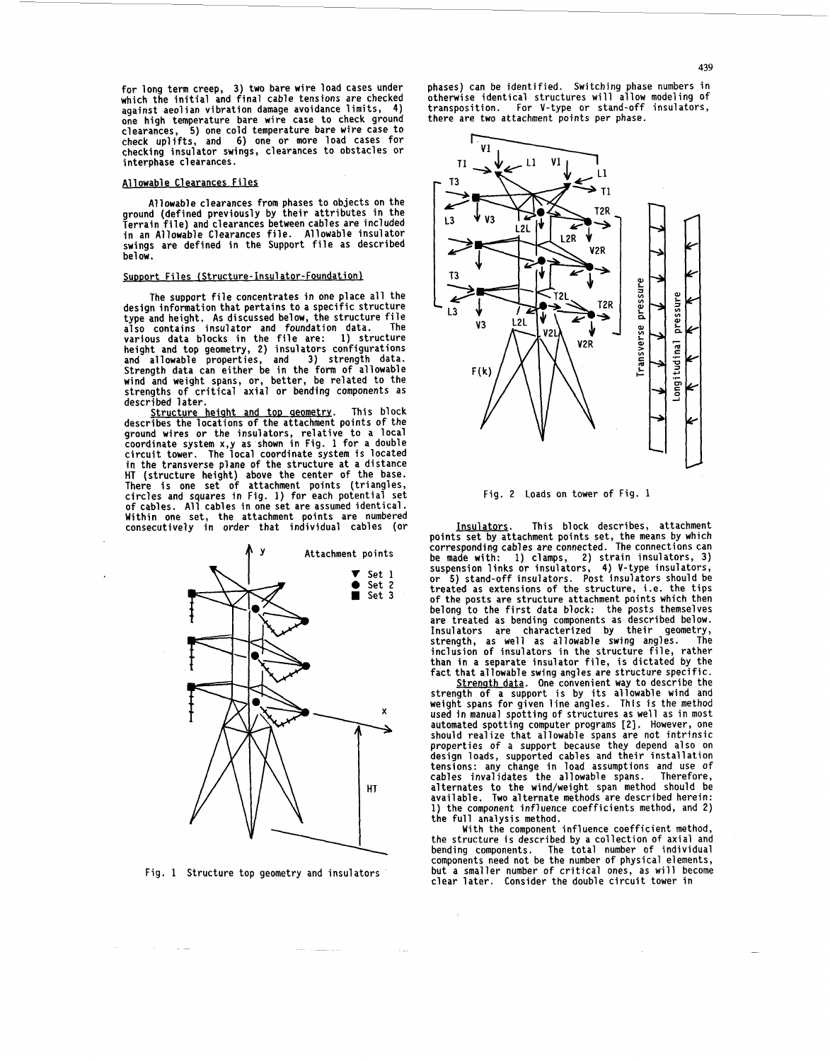for long term creep, 3) two bare wire load cases under which the initial and final cable tensions are checked against aeolian vibration damage avoidance limits, 4) one high temperature bare wire case to check ground clearances, 5) one cold temperature bare wire case to check uplifts, and 6) one or more load cases for checking insulator swings, clearances to obstacles or interphase clearances.

## Allowable Clearances Files

Allowable clearances from phases to objects on the ground (defined previously by their attributes in the Terrain file) and clearances between cables are included in an Allowable Clearances file. Allowable insulator swings are defined in the Support file as described below.

## Support Files (Structure-Insulator-Foundation)

The support file concentrates in one place all the design information that pertains to a specific structure type and height. As discussed below, the structure file also contains insulator and foundation data. The various data blocks in the file are: 1) structure height and top geometry, 2) insulators configurations and allowable properties, and 3) strength data. Strength data can either be in the form of allowable wind and weight spans, or, better, be related to the strengths of critical axial or bending components as described later.

Structure height and top geometry. This block describes the locations of the attachment points of the ground wires or the insulators, relative to a local coordinate system x,y as shown in Fig. 1 for a double circuit tower. The local coordinate system is located in the transverse plane of the structure at a distance HT (structure height) above the center of the base. There is one set of attachment points (triangles, circles and squares in Fig. 1) for each potential set of cables. All cables in one set are assumed identical. Within one set, the attachment points are numbered consecutively in order that individual cables (or phases) can be identified. Switching phase numbers in otherwise identical structures will allow modeling of transposition. For V-type or stand-off insulators, there are two attachment points per phase.

Fig. 1 Structure top geometry and insulators

Fig. 2 Loads on tower of Fig. 1

Insulators. This block describes, attachment points set by attachment points set, the means by which corresponding cables are connected. The connections can be made with: 1) clamps, 2) strain insulators, 3) suspension links or insulators, 4) V-type insulators, or 5) stand-off insulators. Post insulators should be treated as extensions of the structure, i.e. the tips of the posts are structure attachment points which then belong to the first data block: the posts themselves are treated as bending components as described below. Insulators are characterized by their geometry, strength, as well as allowable swing angles. The inclusion of insulators in the structure file, rather than in a separate insulator file, is dictated by the fact that allowable swing angles are structure specific.

Strength data. One convenient way to describe the strength of a support is by its allowable wind and weight spans for given line angles. This is the method used in manual spotting of structures as well as in most automated spotting computer programs [2]. However, one should realize that allowable spans are not intrinsic properties of a support because they depend also on design loads, supported cables and their installation tensions: any change in load assumptions and use of cables invalidates the allowable spans. Therefore, alternates to the wind/weight span method should be available. Two alternate methods are described herein: 1) the component influence coefficients method, and 2) the full analysis method.

With the component influence coefficient method, the structure is described by a collection of axial and bending components. The total number of individual components need not be the number of physical elements, but a smaller number of critical ones, as will become clear later. Consider the double circuit tower in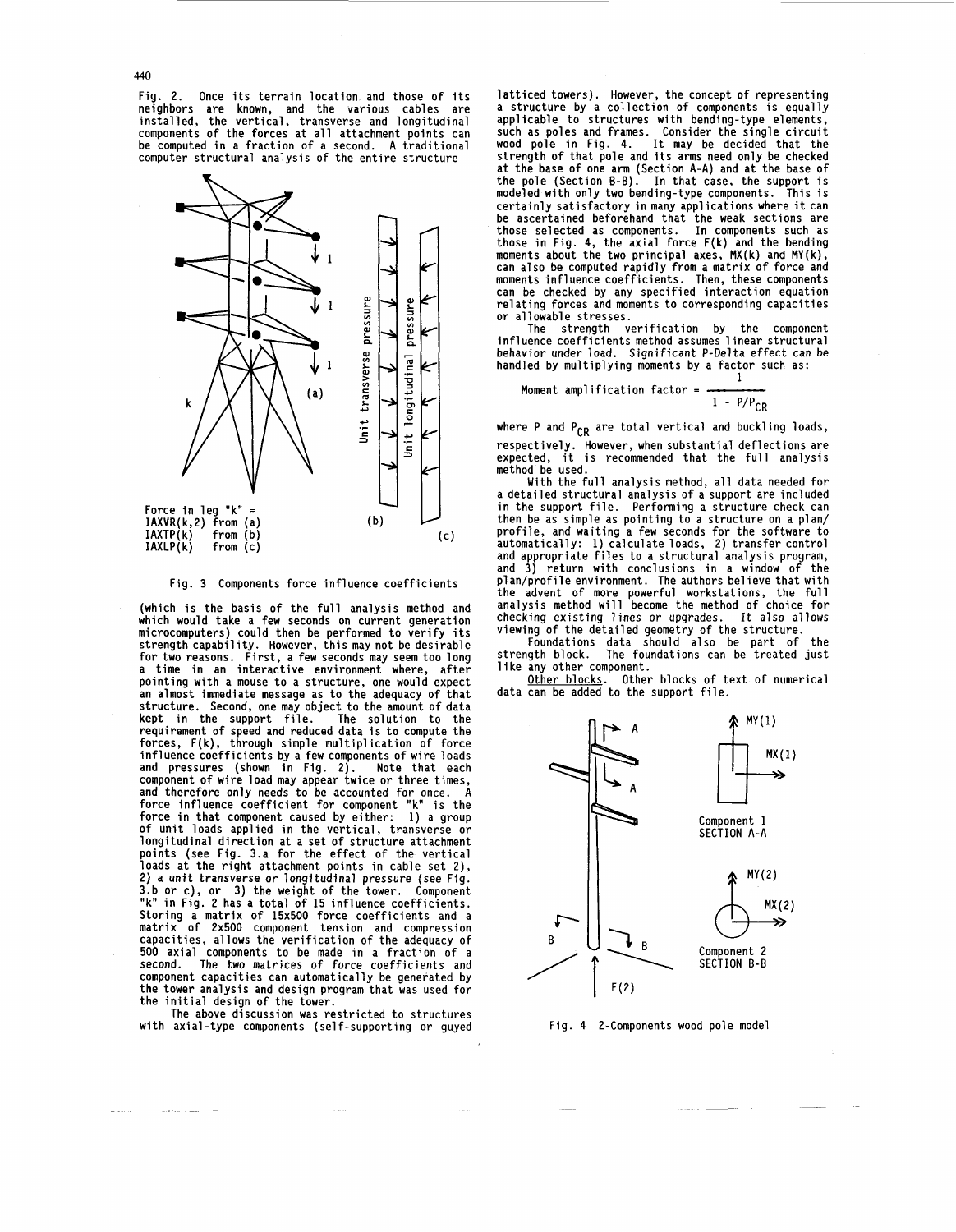Fig. 2. Once its terrain location and those of its neighbors are known, and the various cables are installed, the vertical, transverse and longitudinal components of the forces at all attachment points can be computed in a fraction of a second. A traditional computer structural analysis of the entire structure (which is the basis of the full analysis method and which would take a few seconds on current generation microcomputers) could then be performed to verify its strength capability. However, this may not be desirable for two reasons. First, a few seconds may seem too long a time in an interactive environment where, after pointing with a mouse to a structure, one would expect an almost immediate message as to the adequacy of that structure. Second, one may object to the amount of data kept in the support file. The solution to the requirement of speed and reduced data is to compute the forces, F(k), through simple multiplication of force influence coefficients by a few components of wire loads and pressures (shown in Fig. 2). Note that each component of wire load may appear twice or three times, and therefore only needs to be accounted for once. A force influence coefficient for component "k" is the force in that component caused by either: 1) a group of unit loads applied in the vertical, transverse or longitudinal direction at a set of structure attachment points (see Fig. 3.a for the effect of the vertical loads at the right attachment points in cable set 2), 2) a unit transverse or longitudinal pressure (see Fig. 3.b or c), or 3) the weight of the tower. Component "k" in Fig. 2 has a total of 15 influence coefficients. Storing a matrix of 15x500 force coefficients and a matrix of 2x500 component tension and compression capacities, allows the verification of the adequacy of 500 axial components to be made in a fraction of a second. The two matrices of force coefficients and component capacities can automatically be generated by the tower analysis and design program that was used for the initial design of the tower.

Force in leg "k" =
IAXVR(k,2) from (a)
IAXTP(k) from (b)
IAXLP(k) from (c)

Fig. 3 Components force influence coefficients

The above discussion was restricted to structures with axial-type components (self-supporting or guyed latticed towers). However, the concept of representing a structure by a collection of components is equally applicable to structures with bending-type elements, such as poles and frames. Consider the single circuit wood pole in Fig. 4. It may be decided that the strength of that pole and its arms need only be checked at the base of one arm (Section A-A) and at the base of the pole (Section B-B). In that case, the support is modeled with only two bending-type components. This is certainly satisfactory in many applications where it can be ascertained beforehand that the weak sections are those selected as components. In components such as those in Fig. 4, the axial force F(k) and the bending moments about the two principal axes, MX(k) and MY(k), can also be computed rapidly from a matrix of force and moments influence coefficients. Then, these components can be checked by any specified interaction equation relating forces and moments to corresponding capacities or allowable stresses.

The strength verification by the component influence coefficients method assumes linear structural behavior under load. Significant P-Delta effect can be handled by multiplying moments by a factor such as:

$$\text{Moment amplification factor} = \frac{1}{1 - P/P_{CR}}$$

where $P$ and $P_{CR}$ are total vertical and buckling loads, respectively. However, when substantial deflections are expected, it is recommended that the full analysis method be used.

With the full analysis method, all data needed for a detailed structural analysis of a support are included in the support file. Performing a structure check can then be as simple as pointing to a structure on a plan/profile, and waiting a few seconds for the software to automatically: 1) calculate loads, 2) transfer control and appropriate files to a structural analysis program, and 3) return with conclusions in a window of the plan/profile environment. The authors believe that with the advent of more powerful workstations, the full analysis method will become the method of choice for checking existing lines or upgrades. It also allows viewing of the detailed geometry of the structure.

Foundations data should also be part of the strength block. The foundations can be treated just like any other component.

Other blocks. Other blocks of text of numerical data can be added to the support file.

Fig. 4 2-Components wood pole model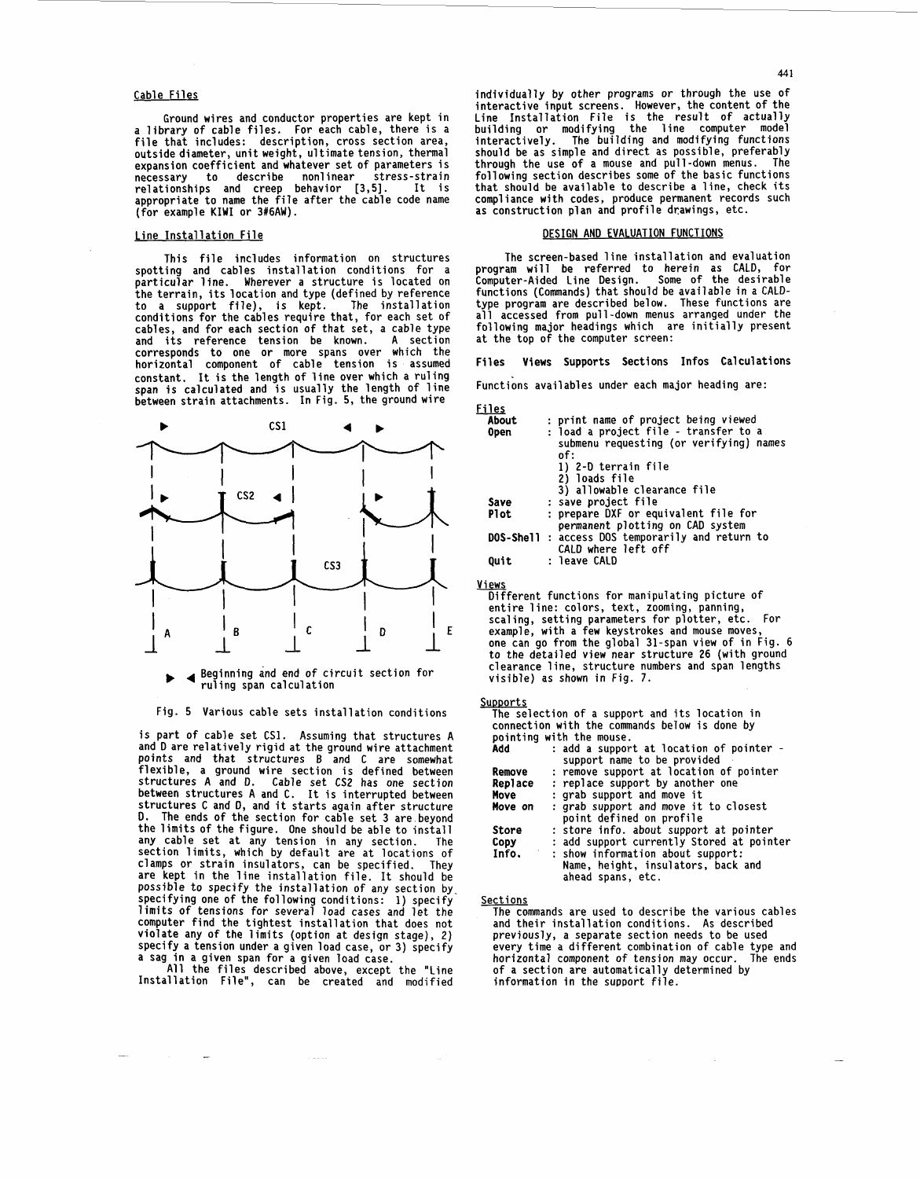### Cable Files

Ground wires and conductor properties are kept in a library of cable files. For each cable, there is a file that includes: description, cross section area, outside diameter, unit weight, ultimate tension, thermal expansion coefficient and whatever set of parameters is necessary to describe nonlinear stress-strain relationships and creep behavior [3,5]. It is appropriate to name the file after the cable code name (for example KIWI or 3#6AW).

### Line Installation File

This file includes information on structures spotting and cables installation conditions for a particular line. Wherever a structure is located on the terrain, its location and type (defined by reference to a support file), is kept. The installation conditions for the cables require that, for each set of cables, and for each section of that set, a cable type and its reference tension be known. A section corresponds to one or more spans over which the horizontal component of cable tension is assumed constant. It is the length of line over which a ruling span is calculated and is usually the length of line between strain attachments. In Fig. 5, the ground wire

▶ ◀ Beginning and end of circuit section for ruling span calculation

Fig. 5 Various cable sets installation conditions

is part of cable set CS1. Assuming that structures A and D are relatively rigid at the ground wire attachment points and that structures B and C are somewhat flexible, a ground wire section is defined between structures A and D. Cable set CS2 has one section between structures A and C. It is interrupted between structures C and D, and it starts again after structure D. The ends of the section for cable set 3 are beyond the limits of the figure. One should be able to install any cable set at any tension in any section. The section limits, which by default are at locations of clamps or strain insulators, can be specified. They are kept in the line installation file. It should be possible to specify the installation of any section by specifying one of the following conditions: 1) specify limits of tensions for several load cases and let the computer find the tightest installation that does not violate any of the limits (option at design stage), 2) specify a tension under a given load case, or 3) specify a sag in a given span for a given load case.

All the files described above, except the "Line Installation File", can be created and modified individually by other programs or through the use of interactive input screens. However, the content of the Line Installation File is the result of actually building or modifying the line computer model interactively. The building and modifying functions should be as simple and direct as possible, preferably through the use of a mouse and pull-down menus. The following section describes some of the basic functions that should be available to describe a line, check its compliance with codes, produce permanent records such as construction plan and profile drawings, etc.

## DESIGN AND EVALUATION FUNCTIONS

The screen-based line installation and evaluation program will be referred to herein as CALD, for Computer-Aided Line Design. Some of the desirable functions (Commands) that should be available in a CALD-type program are described below. These functions are all accessed from pull-down menus arranged under the following major headings which are initially present at the top of the computer screen:

**Files Views Supports Sections Infos Calculations**

Functions availables under each major heading are:

#### Files

- **About** : print name of project being viewed
- **Open** : load a project file - transfer to a submenu requesting (or verifying) names of:
  1) 2-D terrain file
  2) loads file
  3) allowable clearance file
- **Save** : save project file
- **Plot** : prepare DXF or equivalent file for permanent plotting on CAD system
- **DOS-Shell** : access DOS temporarily and return to CALD where left off
- **Quit** : leave CALD

#### Views

Different functions for manipulating picture of entire line: colors, text, zooming, panning, scaling, setting parameters for plotter, etc. For example, with a few keystrokes and mouse moves, one can go from the global 31-span view of in Fig. 6 to the detailed view near structure 26 (with ground clearance line, structure numbers and span lengths visible) as shown in Fig. 7.

#### Supports

The selection of a support and its location in connection with the commands below is done by pointing with the mouse.

- **Add** : add a support at location of pointer - support name to be provided
- **Remove** : remove support at location of pointer
- **Replace** : replace support by another one
- **Move** : grab support and move it
- **Move on** : grab support and move it to closest point defined on profile
- **Store** : store info. about support at pointer
- **Copy** : add support currently Stored at pointer
- **Info.** : show information about support: Name, height, insulators, back and ahead spans, etc.

#### Sections

The commands are used to describe the various cables and their installation conditions. As described previously, a separate section needs to be used every time a different combination of cable type and horizontal component of tension may occur. The ends of a section are automatically determined by information in the support file.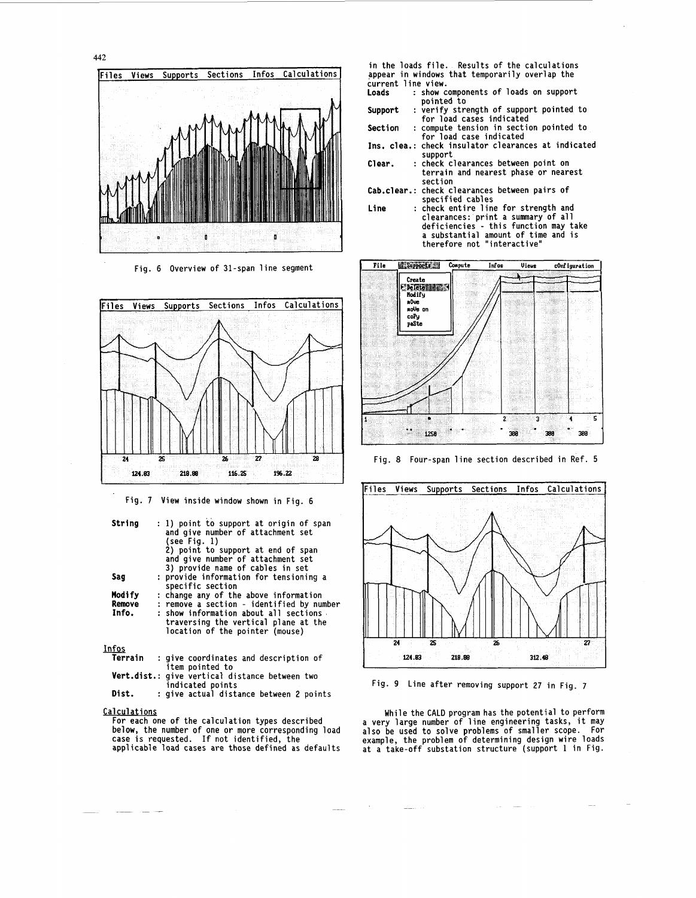Fig. 6 Overview of 31-span line segment

Fig. 7 View inside window shown in Fig. 6

**String** : 1) point to support at origin of span and give number of attachment set (see Fig. 1)
2) point to support at end of span and give number of attachment set
3) provide name of cables in set

**Sag** : provide information for tensioning a specific section

**Modify** : change any of the above information

**Remove** : remove a section - identified by number

**Info.** : show information about all sections traversing the vertical plane at the location of the pointer (mouse)

<u>Infos</u>

**Terrain** : give coordinates and description of item pointed to

**Vert.dist.**: give vertical distance between two indicated points

**Dist.** : give actual distance between 2 points

<u>Calculations</u>

For each one of the calculation types described below, the number of one or more corresponding load case is requested. If not identified, the applicable load cases are those defined as defaults in the loads file. Results of the calculations appear in windows that temporarily overlap the current line view.

**Loads** : show components of loads on support pointed to

**Support** : verify strength of support pointed to for load cases indicated

**Section** : compute tension in section pointed to for load case indicated

**Ins. clea.**: check insulator clearances at indicated support

**Clear.** : check clearances between point on terrain and nearest phase or nearest section

**Cab.clear.**: check clearances between pairs of specified cables

**Line** : check entire line for strength and clearances: print a summary of all deficiencies - this function may take a substantial amount of time and is therefore not "interactive"

Fig. 8 Four-span line section described in Ref. 5

Fig. 9 Line after removing support 27 in Fig. 7

While the CALD program has the potential to perform a very large number of line engineering tasks, it may also be used to solve problems of smaller scope. For example, the problem of determining design wire loads at a take-off substation structure (support 1 in Fig.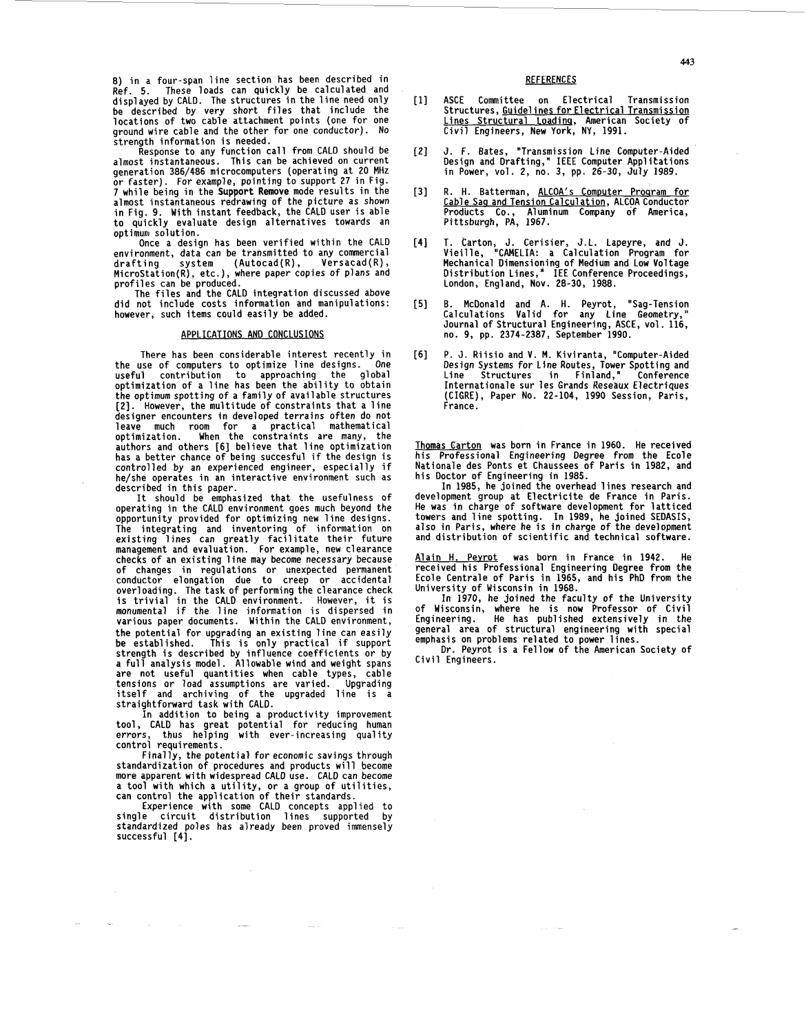8) in a four-span line section has been described in Ref. 5. These loads can quickly be calculated and displayed by CALD. The structures in the line need only be described by very short files that include the locations of two cable attachment points (one for one ground wire cable and the other for one conductor). No strength information is needed.

Response to any function call from CALD should be almost instantaneous. This can be achieved on current generation 386/486 microcomputers (operating at 20 MHz or faster). For example, pointing to support 27 in Fig. 7 while being in the **Support Remove** mode results in the almost instantaneous redrawing of the picture as shown in Fig. 9. With instant feedback, the CALD user is able to quickly evaluate design alternatives towards an optimum solution.

Once a design has been verified within the CALD environment, data can be transmitted to any commercial drafting system (Autocad(R), Versacad(R), MicroStation(R), etc.), where paper copies of plans and profiles can be produced.

The files and the CALD integration discussed above did not include costs information and manipulations: however, such items could easily be added.

## APPLICATIONS AND CONCLUSIONS

There has been considerable interest recently in the use of computers to optimize line designs. One useful contribution to approaching the global optimization of a line has been the ability to obtain the optimum spotting of a family of available structures [2]. However, the multitude of constraints that a line designer encounters in developed terrains often do not leave much room for a practical mathematical optimization. When the constraints are many, the authors and others [6] believe that line optimization has a better chance of being succesful if the design is controlled by an experienced engineer, especially if he/she operates in an interactive environment such as described in this paper.

It should be emphasized that the usefulness of operating in the CALD environment goes much beyond the opportunity provided for optimizing new line designs. The integrating and inventoring of information on existing lines can greatly facilitate their future management and evaluation. For example, new clearance checks of an existing line may become necessary because of changes in regulations or unexpected permanent conductor elongation due to creep or accidental overloading. The task of performing the clearance check is trivial in the CALD environment. However, it is monumental if the line information is dispersed in various paper documents. Within the CALD environment, the potential for upgrading an existing line can easily be established. This is only practical if support strength is described by influence coefficients or by a full analysis model. Allowable wind and weight spans are not useful quantities when cable types, cable tensions or load assumptions are varied. Upgrading itself and archiving of the upgraded line is a straightforward task with CALD.

In addition to being a productivity improvement tool, CALD has great potential for reducing human errors, thus helping with ever-increasing quality control requirements.

Finally, the potential for economic savings through standardization of procedures and products will become more apparent with widespread CALD use. CALD can become a tool with which a utility, or a group of utilities, can control the application of their standards.

Experience with some CALD concepts applied to single circuit distribution lines supported by standardized poles has already been proved immensely successful [4].

## REFERENCES

[1] ASCE Committee on Electrical Transmission Structures, Guidelines for Electrical Transmission Lines Structural Loading, American Society of Civil Engineers, New York, NY, 1991.

[2] J. F. Bates, "Transmission Line Computer-Aided Design and Drafting," IEEE Computer Applications in Power, vol. 2, no. 3, pp. 26-30, July 1989.

[3] R. H. Batterman, ALCOA's Computer Program for Cable Sag and Tension Calculation, ALCOA Conductor Products Co., Aluminum Company of America, Pittsburgh, PA, 1967.

[4] T. Carton, J. Cerisier, J.L. Lapeyre, and J. Vieille, "CAMELIA: a Calculation Program for Mechanical Dimensioning of Medium and Low Voltage Distribution Lines," IEE Conference Proceedings, London, England, Nov. 28-30, 1988.

[5] B. McDonald and A. H. Peyrot, "Sag-Tension Calculations Valid for any Line Geometry," Journal of Structural Engineering, ASCE, vol. 116, no. 9, pp. 2374-2387, September 1990.

[6] P. J. Riisio and V. M. Kiviranta, "Computer-Aided Design Systems for Line Routes, Tower Spotting and Line Structures in Finland," Conference Internationale sur les Grands Reseaux Electriques (CIGRE), Paper No. 22-104, 1990 Session, Paris, France.

Thomas Carton was born in France in 1960. He received his Professional Engineering Degree from the Ecole Nationale des Ponts et Chaussees of Paris in 1982, and his Doctor of Engineering in 1985.

In 1985, he joined the overhead lines research and development group at Electricite de France in Paris. He was in charge of software development for latticed towers and line spotting. In 1989, he joined SEDASIS, also in Paris, where he is in charge of the development and distribution of scientific and technical software.

Alain H. Peyrot was born in France in 1942. He received his Professional Engineering Degree from the Ecole Centrale of Paris in 1965, and his PhD from the University of Wisconsin in 1968.

In 1970, he joined the faculty of the University of Wisconsin, where he is now Professor of Civil Engineering. He has published extensively in the general area of structural engineering with special emphasis on problems related to power lines.

Dr. Peyrot is a Fellow of the American Society of Civil Engineers.